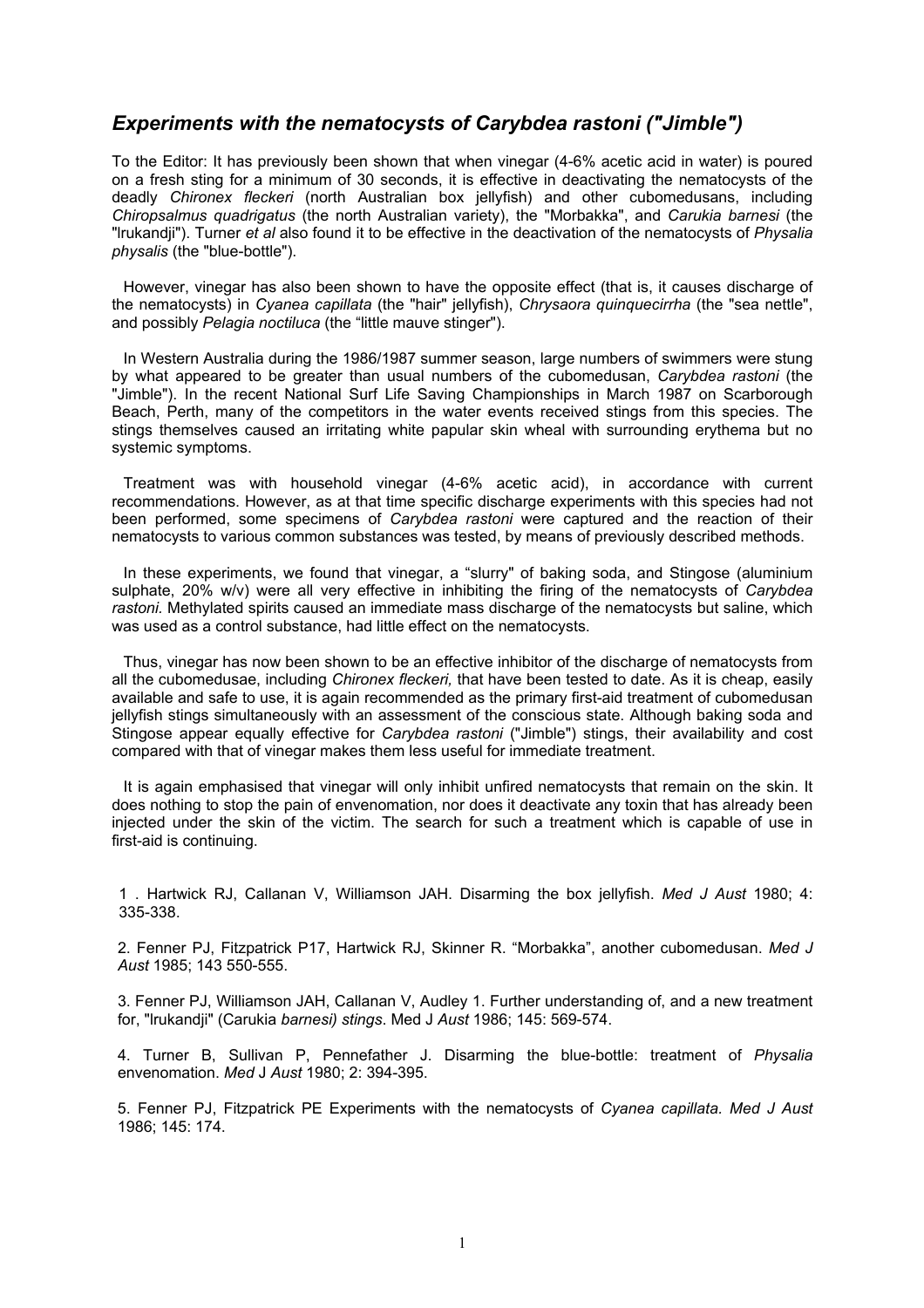## *Experiments with the nematocysts of Carybdea rastoni ("Jimble")*

To the Editor: It has previously been shown that when vinegar (4-6% acetic acid in water) is poured on a fresh sting for a minimum of 30 seconds, it is effective in deactivating the nematocysts of the deadly *Chironex fleckeri* (north Australian box jellyfish) and other cubomedusans, including *Chiropsalmus quadrigatus* (the north Australian variety), the "Morbakka", and *Carukia barnesi* (the "lrukandji"). Turner *et al* also found it to be effective in the deactivation of the nematocysts of *Physalia physalis* (the "blue-bottle").

However, vinegar has also been shown to have the opposite effect (that is, it causes discharge of the nematocysts) in *Cyanea capillata* (the "hair" jellyfish), *Chrysaora quinquecirrha* (the "sea nettle", and possibly *Pelagia noctiluca* (the "little mauve stinger").

In Western Australia during the 1986/1987 summer season, large numbers of swimmers were stung by what appeared to be greater than usual numbers of the cubomedusan, *Carybdea rastoni* (the "Jimble"). In the recent National Surf Life Saving Championships in March 1987 on Scarborough Beach, Perth, many of the competitors in the water events received stings from this species. The stings themselves caused an irritating white papular skin wheal with surrounding erythema but no systemic symptoms.

Treatment was with household vinegar (4-6% acetic acid), in accordance with current recommendations. However, as at that time specific discharge experiments with this species had not been performed, some specimens of *Carybdea rastoni* were captured and the reaction of their nematocysts to various common substances was tested, by means of previously described methods.

In these experiments, we found that vinegar, a "slurry" of baking soda, and Stingose (aluminium sulphate, 20% w/v) were all very effective in inhibiting the firing of the nematocysts of *Carybdea rastoni.* Methylated spirits caused an immediate mass discharge of the nematocysts but saline, which was used as a control substance, had little effect on the nematocysts.

Thus, vinegar has now been shown to be an effective inhibitor of the discharge of nematocysts from all the cubomedusae, including *Chironex fleckeri,* that have been tested to date. As it is cheap, easily available and safe to use, it is again recommended as the primary first-aid treatment of cubomedusan jellyfish stings simultaneously with an assessment of the conscious state. Although baking soda and Stingose appear equally effective for *Carybdea rastoni* ("Jimble") stings, their availability and cost compared with that of vinegar makes them less useful for immediate treatment.

It is again emphasised that vinegar will only inhibit unfired nematocysts that remain on the skin. It does nothing to stop the pain of envenomation, nor does it deactivate any toxin that has already been injected under the skin of the victim. The search for such a treatment which is capable of use in first-aid is continuing.

1 . Hartwick RJ, Callanan V, Williamson JAH. Disarming the box jellyfish. *Med J Aust* 1980; 4: 335-338.

2. Fenner PJ, Fitzpatrick P17, Hartwick RJ, Skinner R. "Morbakka", another cubomedusan. *Med J Aust* 1985; 143 550-555.

3. Fenner PJ, Williamson JAH, Callanan V, Audley 1. Further understanding of, and a new treatment for, "lrukandji" (Carukia *barnesi) stings*. Med J *Aust* 1986; 145: 569-574.

4. Turner B, Sullivan P, Pennefather J. Disarming the blue-bottle: treatment of *Physalia* envenomation. *Med* J *Aust* 1980; 2: 394-395.

5. Fenner PJ, Fitzpatrick PE Experiments with the nematocysts of *Cyanea capillata. Med J Aust* 1986; 145: 174.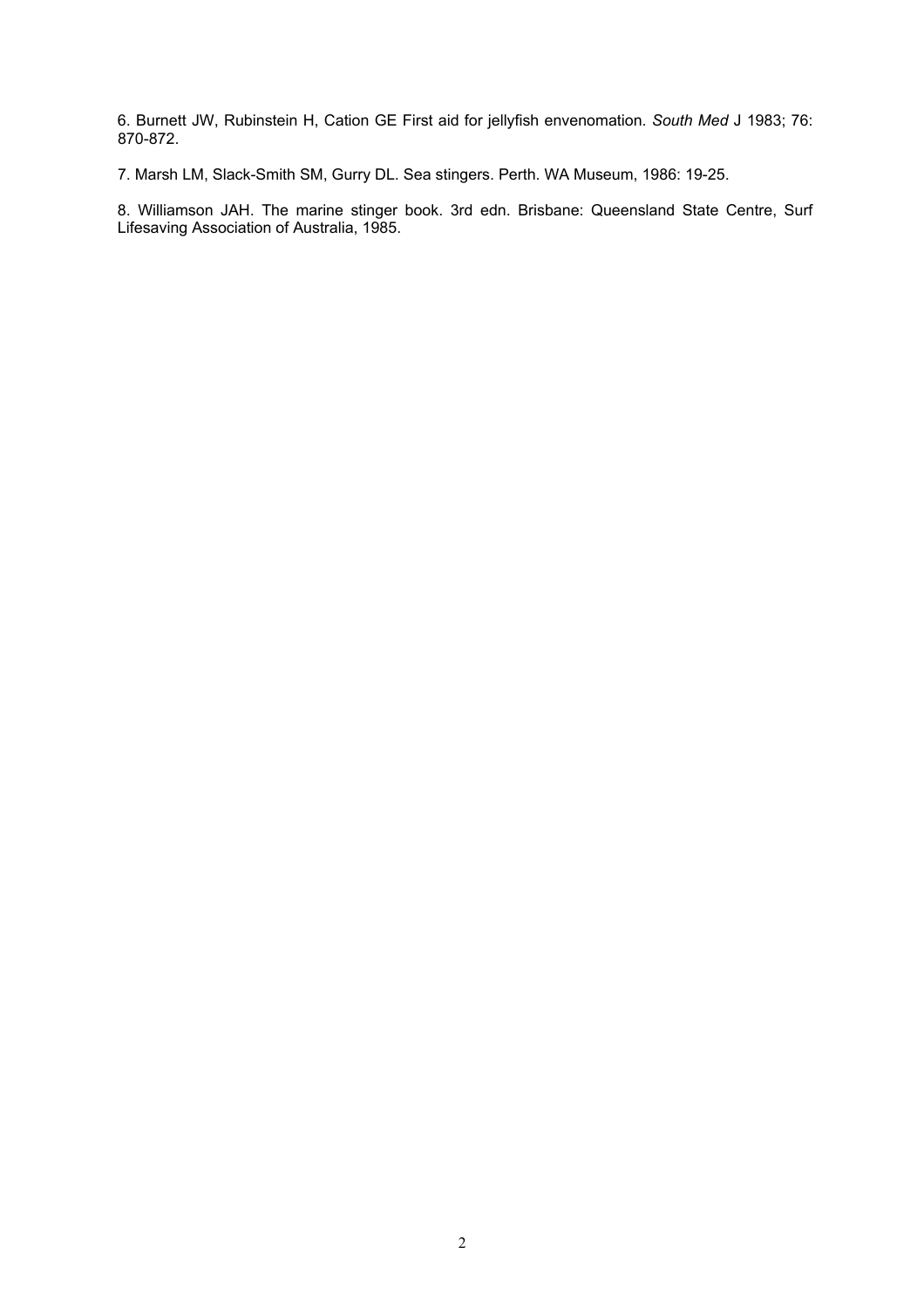6. Burnett JW, Rubinstein H, Cation GE First aid for jellyfish envenomation. *South Med* J 1983; 76: 870-872.

7. Marsh LM, Slack-Smith SM, Gurry DL. Sea stingers. Perth. WA Museum, 1986: 19-25.

8. Williamson JAH. The marine stinger book. 3rd edn. Brisbane: Queensland State Centre, Surf Lifesaving Association of Australia, 1985.